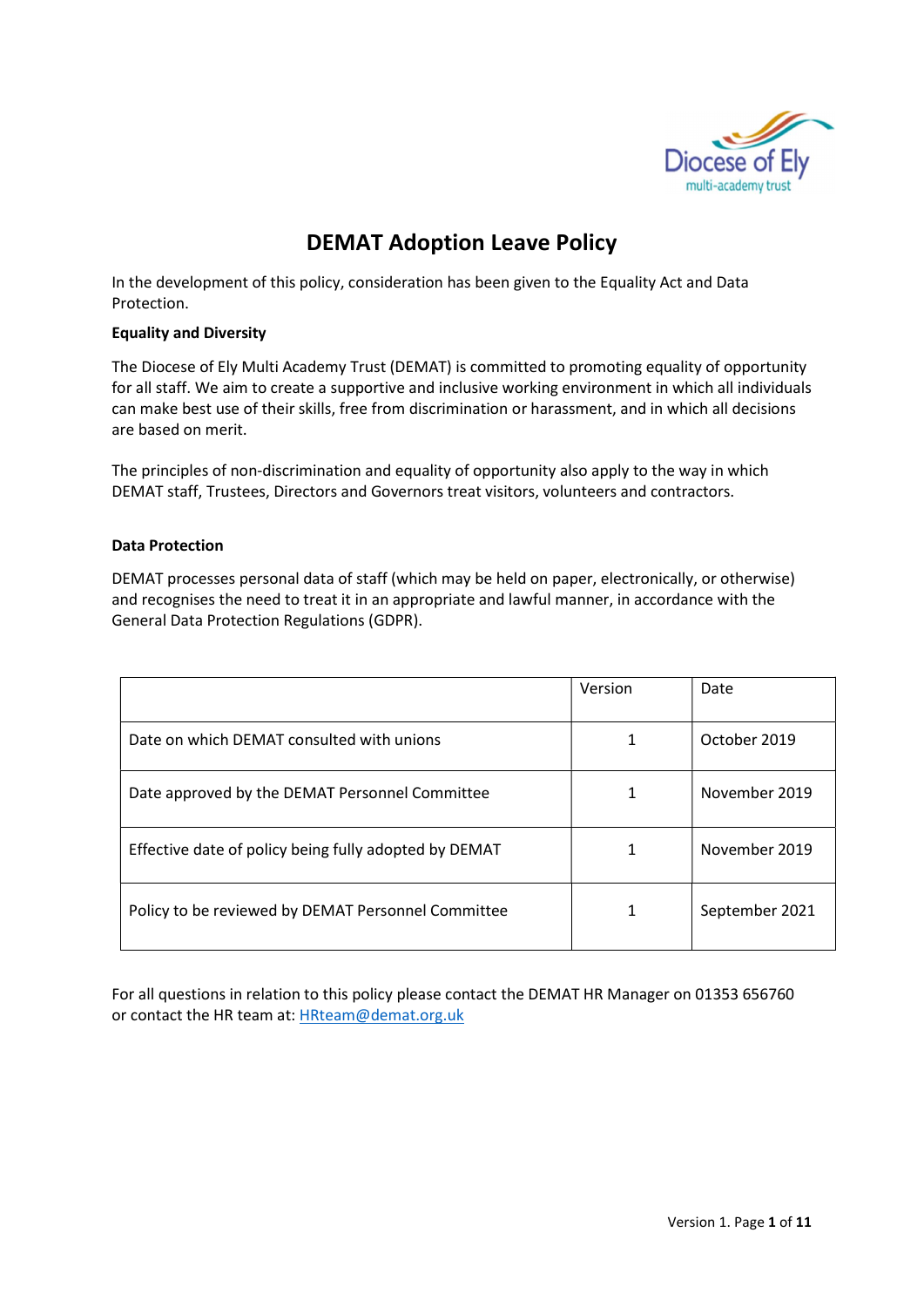# DEMAT Adoption Leave Policy

In the development of this policy, consideration has been given to the Equality Act and Data Protection.

**Equality and Diversity**

The Diocese of Ely Multi Academy Trust (DEMAT) is committed to promoting equality of opportunity for all staff. We aim to create a supportive and inclusive working environment in which all individuals can make best use of their skills, free from discrimination or harassment, and in which all decisions are based on merit.

The principles of non-discrimination and equality of opportunity also apply to the way in which DEMAT staff, Trustees, Directors and Governors treat visitors, volunteers and contractors.

**Data Protection**

DEMAT processes personal data of staff (which may be held on paper, electronically, or otherwise) and recognises the need to treat it in an appropriate and lawful manner, in accordance with the General Data Protection Regulations (GDPR).

| | Version | Date |
|---|---|---|
| Date on which DEMAT consulted with unions | 1 | October 2019 |
| Date approved by the DEMAT Personnel Committee | 1 | November 2019 |
| Effective date of policy being fully adopted by DEMAT | 1 | November 2019 |
| Policy to be reviewed by DEMAT Personnel Committee | 1 | September 2021 |

For all questions in relation to this policy please contact the DEMAT HR Manager on 01353 656760 or contact the HR team at: HRteam@demat.org.uk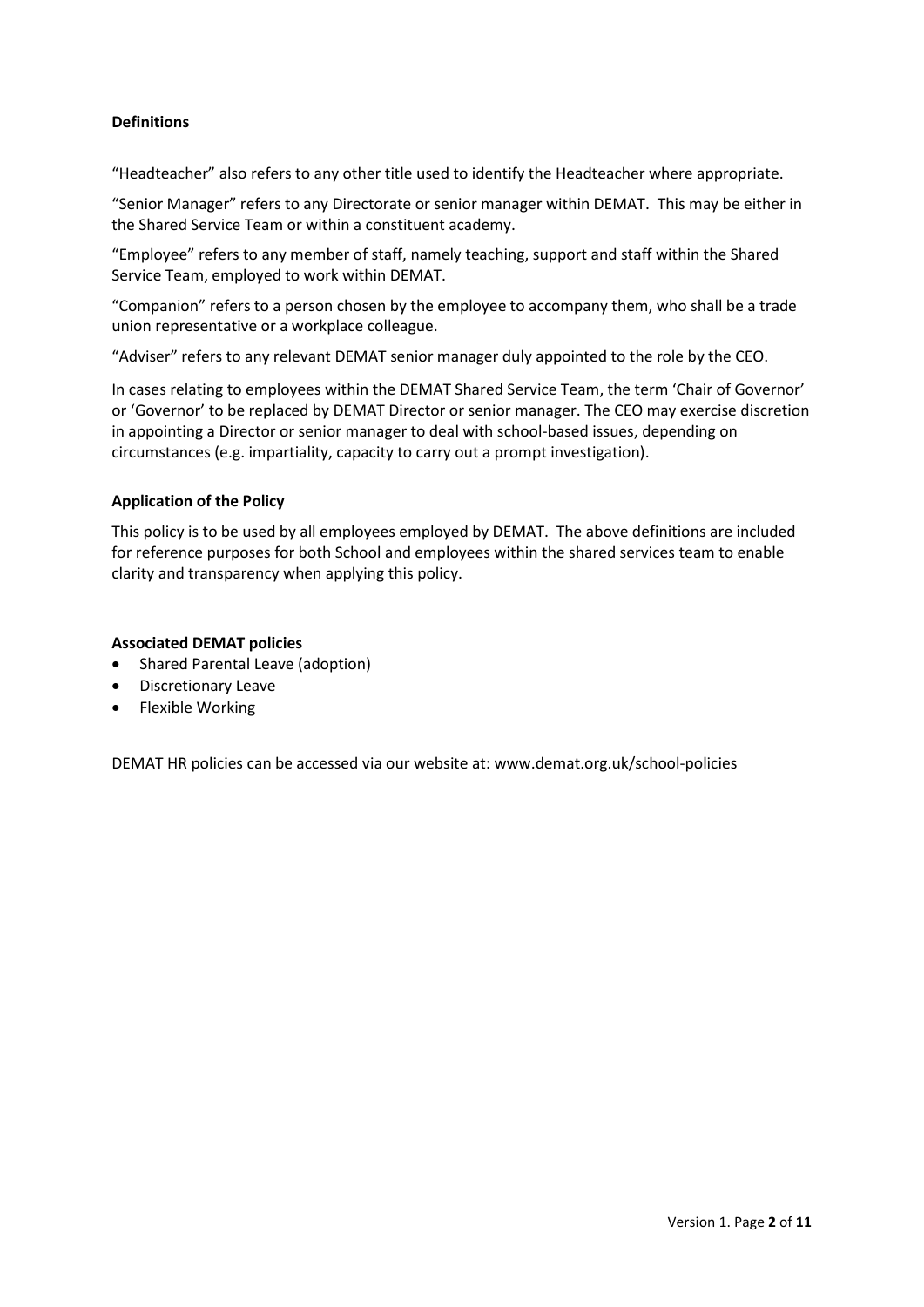**Definitions**

"Headteacher" also refers to any other title used to identify the Headteacher where appropriate.

"Senior Manager" refers to any Directorate or senior manager within DEMAT. This may be either in the Shared Service Team or within a constituent academy.

"Employee" refers to any member of staff, namely teaching, support and staff within the Shared Service Team, employed to work within DEMAT.

"Companion" refers to a person chosen by the employee to accompany them, who shall be a trade union representative or a workplace colleague.

"Adviser" refers to any relevant DEMAT senior manager duly appointed to the role by the CEO.

In cases relating to employees within the DEMAT Shared Service Team, the term 'Chair of Governor' or 'Governor' to be replaced by DEMAT Director or senior manager. The CEO may exercise discretion in appointing a Director or senior manager to deal with school-based issues, depending on circumstances (e.g. impartiality, capacity to carry out a prompt investigation).

**Application of the Policy**

This policy is to be used by all employees employed by DEMAT. The above definitions are included for reference purposes for both School and employees within the shared services team to enable clarity and transparency when applying this policy.

**Associated DEMAT policies**

- Shared Parental Leave (adoption)
- Discretionary Leave
- Flexible Working

DEMAT HR policies can be accessed via our website at: www.demat.org.uk/school-policies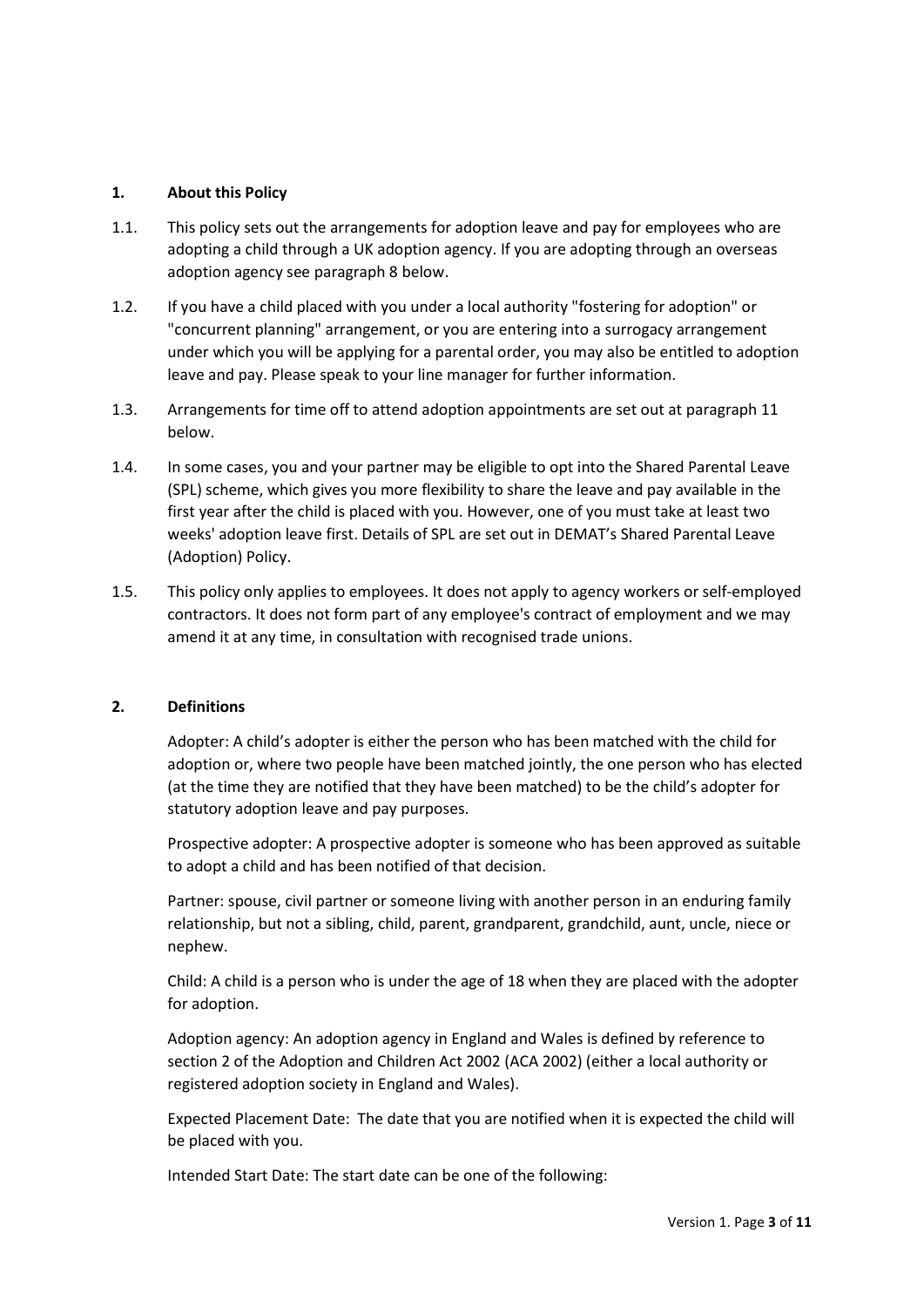## 1. About this Policy

1.1. This policy sets out the arrangements for adoption leave and pay for employees who are adopting a child through a UK adoption agency. If you are adopting through an overseas adoption agency see paragraph 8 below.

1.2. If you have a child placed with you under a local authority "fostering for adoption" or "concurrent planning" arrangement, or you are entering into a surrogacy arrangement under which you will be applying for a parental order, you may also be entitled to adoption leave and pay. Please speak to your line manager for further information.

1.3. Arrangements for time off to attend adoption appointments are set out at paragraph 11 below.

1.4. In some cases, you and your partner may be eligible to opt into the Shared Parental Leave (SPL) scheme, which gives you more flexibility to share the leave and pay available in the first year after the child is placed with you. However, one of you must take at least two weeks' adoption leave first. Details of SPL are set out in DEMAT's Shared Parental Leave (Adoption) Policy.

1.5. This policy only applies to employees. It does not apply to agency workers or self-employed contractors. It does not form part of any employee's contract of employment and we may amend it at any time, in consultation with recognised trade unions.

## 2. Definitions

Adopter: A child's adopter is either the person who has been matched with the child for adoption or, where two people have been matched jointly, the one person who has elected (at the time they are notified that they have been matched) to be the child's adopter for statutory adoption leave and pay purposes.

Prospective adopter: A prospective adopter is someone who has been approved as suitable to adopt a child and has been notified of that decision.

Partner: spouse, civil partner or someone living with another person in an enduring family relationship, but not a sibling, child, parent, grandparent, grandchild, aunt, uncle, niece or nephew.

Child: A child is a person who is under the age of 18 when they are placed with the adopter for adoption.

Adoption agency: An adoption agency in England and Wales is defined by reference to section 2 of the Adoption and Children Act 2002 (ACA 2002) (either a local authority or registered adoption society in England and Wales).

Expected Placement Date: The date that you are notified when it is expected the child will be placed with you.

Intended Start Date: The start date can be one of the following: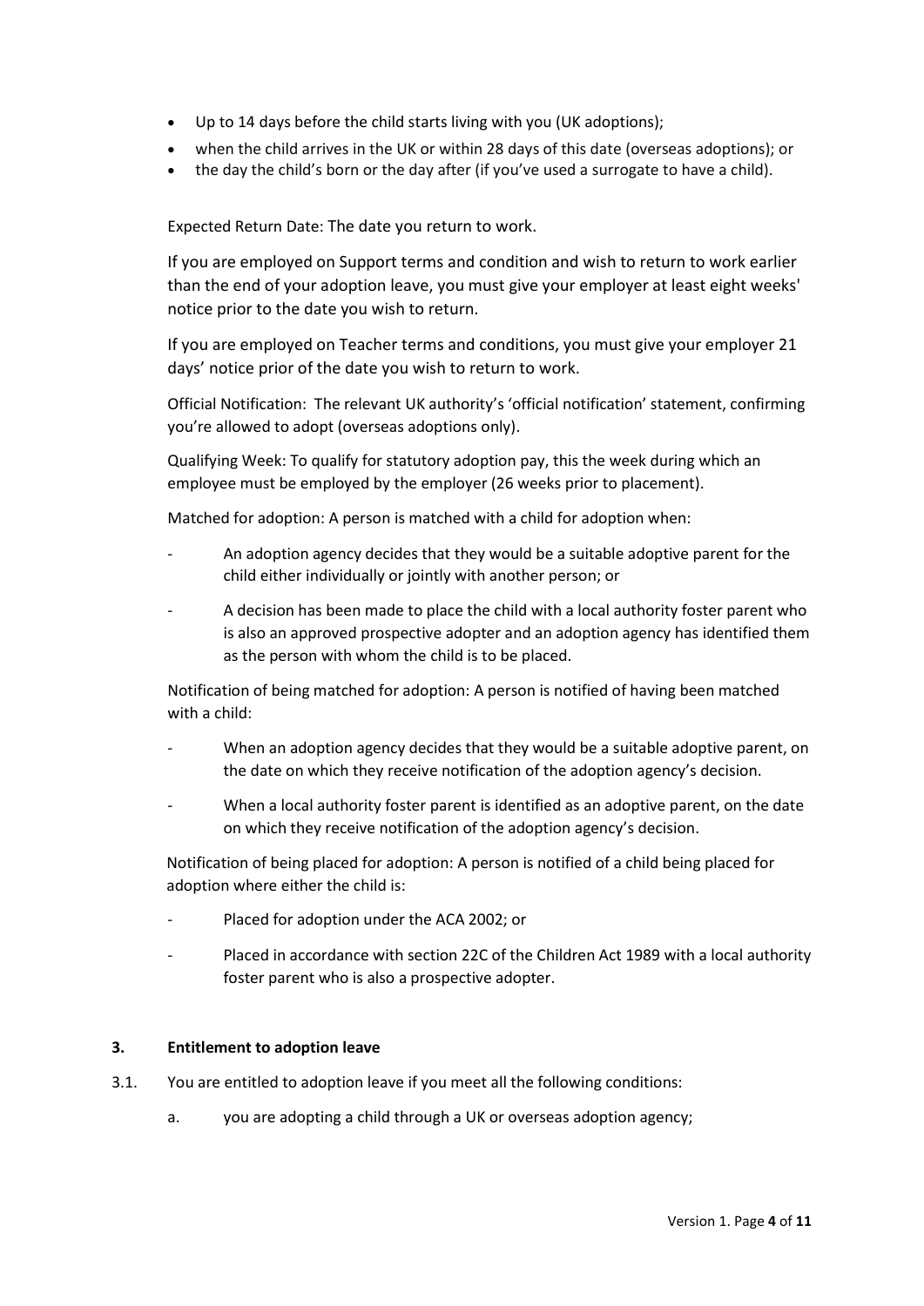- Up to 14 days before the child starts living with you (UK adoptions);
- when the child arrives in the UK or within 28 days of this date (overseas adoptions); or
- the day the child's born or the day after (if you've used a surrogate to have a child).

Expected Return Date: The date you return to work.

If you are employed on Support terms and condition and wish to return to work earlier than the end of your adoption leave, you must give your employer at least eight weeks' notice prior to the date you wish to return.

If you are employed on Teacher terms and conditions, you must give your employer 21 days' notice prior of the date you wish to return to work.

Official Notification: The relevant UK authority's 'official notification' statement, confirming you're allowed to adopt (overseas adoptions only).

Qualifying Week: To qualify for statutory adoption pay, this the week during which an employee must be employed by the employer (26 weeks prior to placement).

Matched for adoption: A person is matched with a child for adoption when:

- An adoption agency decides that they would be a suitable adoptive parent for the child either individually or jointly with another person; or
- A decision has been made to place the child with a local authority foster parent who is also an approved prospective adopter and an adoption agency has identified them as the person with whom the child is to be placed.

Notification of being matched for adoption: A person is notified of having been matched with a child:

- When an adoption agency decides that they would be a suitable adoptive parent, on the date on which they receive notification of the adoption agency's decision.
- When a local authority foster parent is identified as an adoptive parent, on the date on which they receive notification of the adoption agency's decision.

Notification of being placed for adoption: A person is notified of a child being placed for adoption where either the child is:

- Placed for adoption under the ACA 2002; or
- Placed in accordance with section 22C of the Children Act 1989 with a local authority foster parent who is also a prospective adopter.

## 3. Entitlement to adoption leave

3.1. You are entitled to adoption leave if you meet all the following conditions:

   a. you are adopting a child through a UK or overseas adoption agency;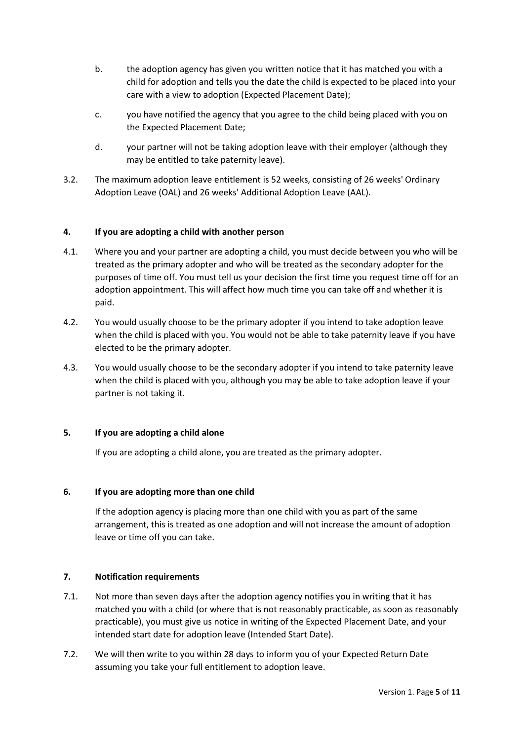b. the adoption agency has given you written notice that it has matched you with a child for adoption and tells you the date the child is expected to be placed into your care with a view to adoption (Expected Placement Date);

c. you have notified the agency that you agree to the child being placed with you on the Expected Placement Date;

d. your partner will not be taking adoption leave with their employer (although they may be entitled to take paternity leave).

3.2. The maximum adoption leave entitlement is 52 weeks, consisting of 26 weeks' Ordinary Adoption Leave (OAL) and 26 weeks' Additional Adoption Leave (AAL).

## 4. If you are adopting a child with another person

4.1. Where you and your partner are adopting a child, you must decide between you who will be treated as the primary adopter and who will be treated as the secondary adopter for the purposes of time off. You must tell us your decision the first time you request time off for an adoption appointment. This will affect how much time you can take off and whether it is paid.

4.2. You would usually choose to be the primary adopter if you intend to take adoption leave when the child is placed with you. You would not be able to take paternity leave if you have elected to be the primary adopter.

4.3. You would usually choose to be the secondary adopter if you intend to take paternity leave when the child is placed with you, although you may be able to take adoption leave if your partner is not taking it.

## 5. If you are adopting a child alone

If you are adopting a child alone, you are treated as the primary adopter.

## 6. If you are adopting more than one child

If the adoption agency is placing more than one child with you as part of the same arrangement, this is treated as one adoption and will not increase the amount of adoption leave or time off you can take.

## 7. Notification requirements

7.1. Not more than seven days after the adoption agency notifies you in writing that it has matched you with a child (or where that is not reasonably practicable, as soon as reasonably practicable), you must give us notice in writing of the Expected Placement Date, and your intended start date for adoption leave (Intended Start Date).

7.2. We will then write to you within 28 days to inform you of your Expected Return Date assuming you take your full entitlement to adoption leave.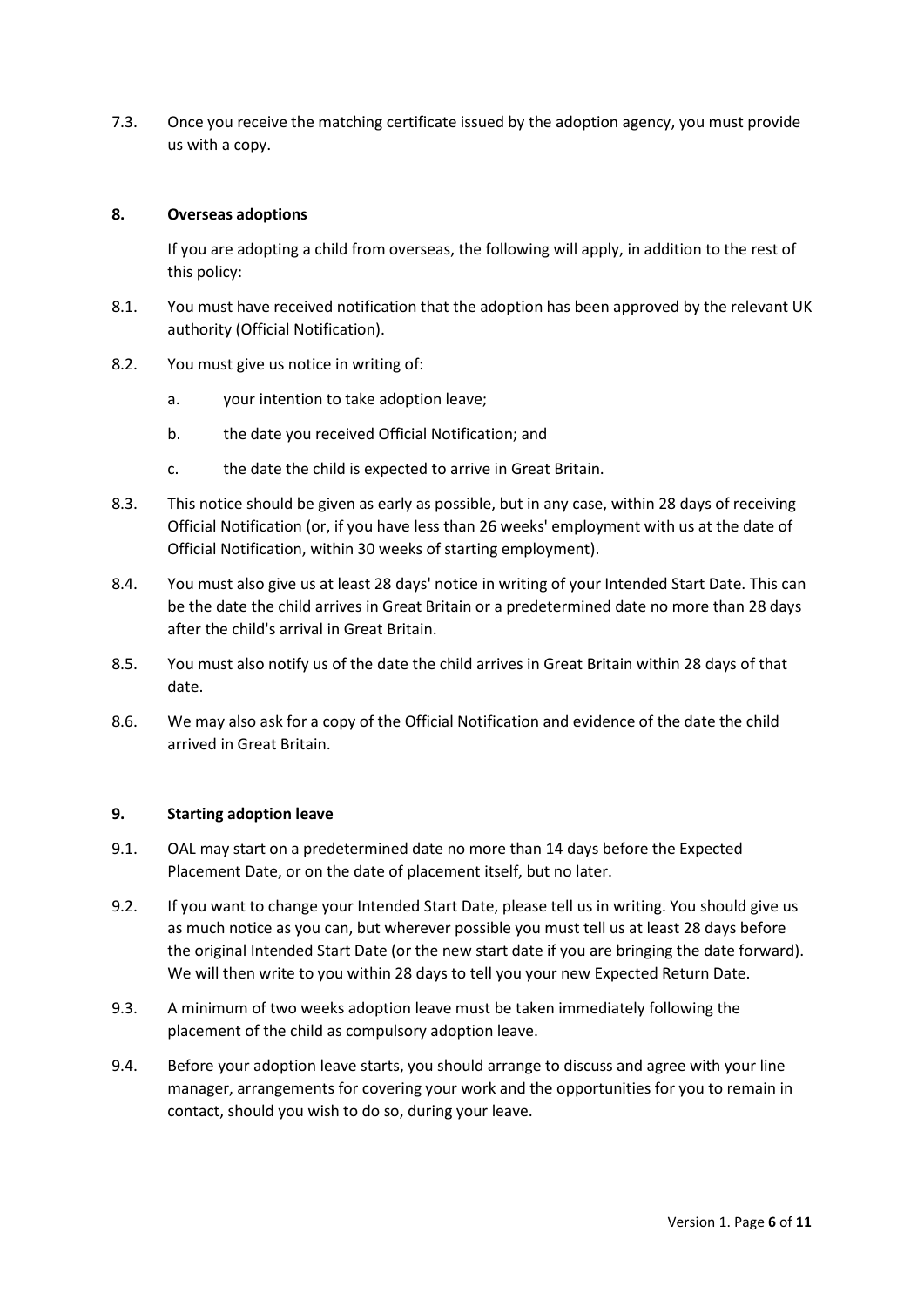7.3. Once you receive the matching certificate issued by the adoption agency, you must provide us with a copy.

## 8. Overseas adoptions

If you are adopting a child from overseas, the following will apply, in addition to the rest of this policy:

8.1. You must have received notification that the adoption has been approved by the relevant UK authority (Official Notification).

8.2. You must give us notice in writing of:

a. your intention to take adoption leave;

b. the date you received Official Notification; and

c. the date the child is expected to arrive in Great Britain.

8.3. This notice should be given as early as possible, but in any case, within 28 days of receiving Official Notification (or, if you have less than 26 weeks' employment with us at the date of Official Notification, within 30 weeks of starting employment).

8.4. You must also give us at least 28 days' notice in writing of your Intended Start Date. This can be the date the child arrives in Great Britain or a predetermined date no more than 28 days after the child's arrival in Great Britain.

8.5. You must also notify us of the date the child arrives in Great Britain within 28 days of that date.

8.6. We may also ask for a copy of the Official Notification and evidence of the date the child arrived in Great Britain.

## 9. Starting adoption leave

9.1. OAL may start on a predetermined date no more than 14 days before the Expected Placement Date, or on the date of placement itself, but no later.

9.2. If you want to change your Intended Start Date, please tell us in writing. You should give us as much notice as you can, but wherever possible you must tell us at least 28 days before the original Intended Start Date (or the new start date if you are bringing the date forward). We will then write to you within 28 days to tell you your new Expected Return Date.

9.3. A minimum of two weeks adoption leave must be taken immediately following the placement of the child as compulsory adoption leave.

9.4. Before your adoption leave starts, you should arrange to discuss and agree with your line manager, arrangements for covering your work and the opportunities for you to remain in contact, should you wish to do so, during your leave.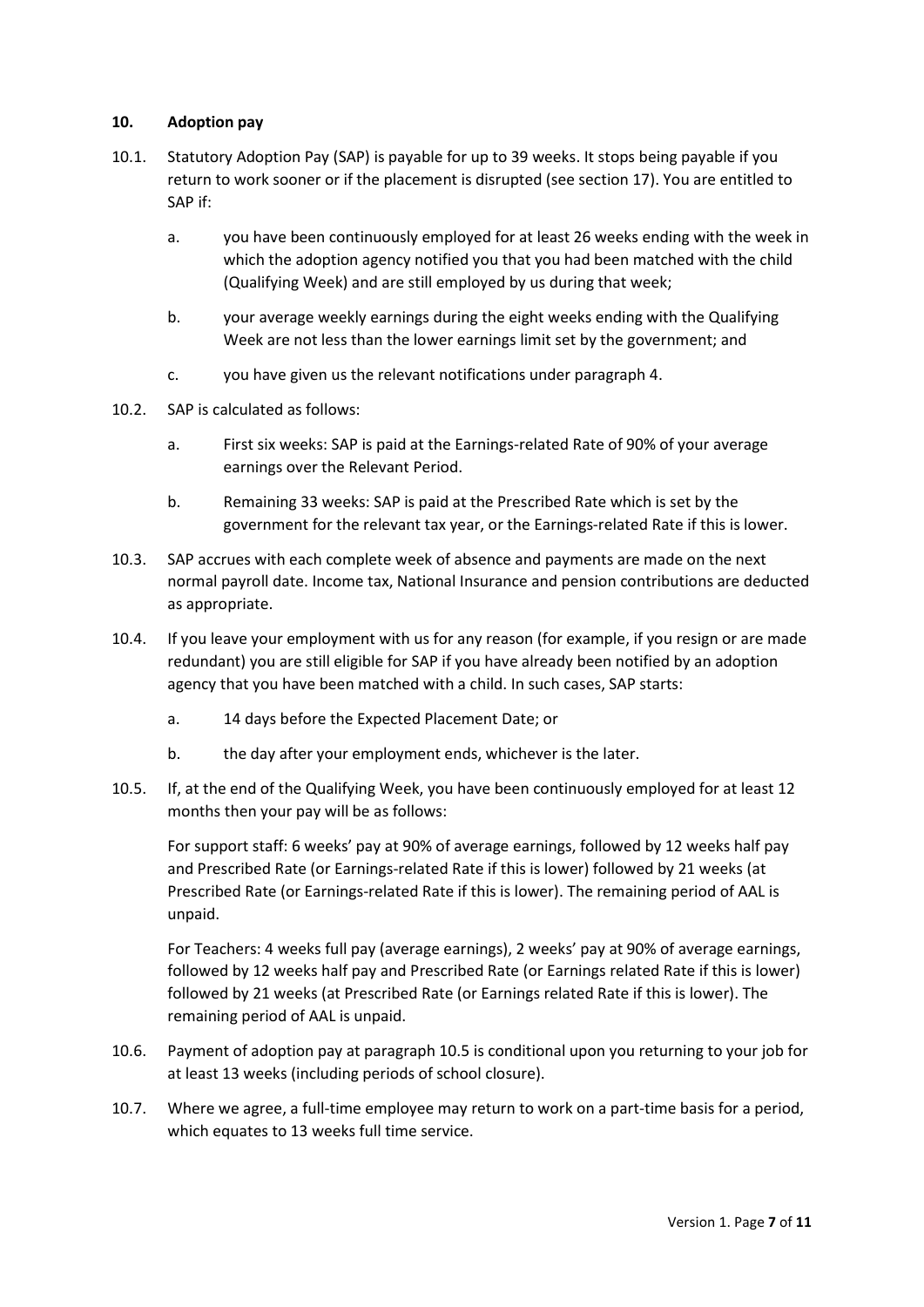## 10. Adoption pay

10.1. Statutory Adoption Pay (SAP) is payable for up to 39 weeks. It stops being payable if you return to work sooner or if the placement is disrupted (see section 17). You are entitled to SAP if:

   a. you have been continuously employed for at least 26 weeks ending with the week in which the adoption agency notified you that you had been matched with the child (Qualifying Week) and are still employed by us during that week;

   b. your average weekly earnings during the eight weeks ending with the Qualifying Week are not less than the lower earnings limit set by the government; and

   c. you have given us the relevant notifications under paragraph 4.

10.2. SAP is calculated as follows:

   a. First six weeks: SAP is paid at the Earnings-related Rate of 90% of your average earnings over the Relevant Period.

   b. Remaining 33 weeks: SAP is paid at the Prescribed Rate which is set by the government for the relevant tax year, or the Earnings-related Rate if this is lower.

10.3. SAP accrues with each complete week of absence and payments are made on the next normal payroll date. Income tax, National Insurance and pension contributions are deducted as appropriate.

10.4. If you leave your employment with us for any reason (for example, if you resign or are made redundant) you are still eligible for SAP if you have already been notified by an adoption agency that you have been matched with a child. In such cases, SAP starts:

   a. 14 days before the Expected Placement Date; or

   b. the day after your employment ends, whichever is the later.

10.5. If, at the end of the Qualifying Week, you have been continuously employed for at least 12 months then your pay will be as follows:

   For support staff: 6 weeks' pay at 90% of average earnings, followed by 12 weeks half pay and Prescribed Rate (or Earnings-related Rate if this is lower) followed by 21 weeks (at Prescribed Rate (or Earnings-related Rate if this is lower). The remaining period of AAL is unpaid.

   For Teachers: 4 weeks full pay (average earnings), 2 weeks' pay at 90% of average earnings, followed by 12 weeks half pay and Prescribed Rate (or Earnings related Rate if this is lower) followed by 21 weeks (at Prescribed Rate (or Earnings related Rate if this is lower). The remaining period of AAL is unpaid.

10.6. Payment of adoption pay at paragraph 10.5 is conditional upon you returning to your job for at least 13 weeks (including periods of school closure).

10.7. Where we agree, a full-time employee may return to work on a part-time basis for a period, which equates to 13 weeks full time service.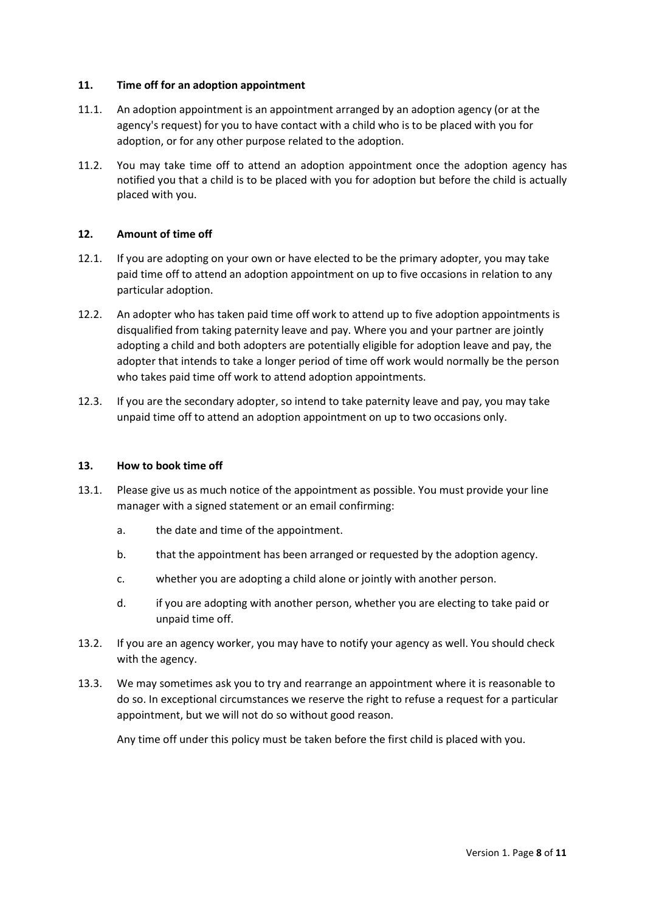## 11. Time off for an adoption appointment

11.1. An adoption appointment is an appointment arranged by an adoption agency (or at the agency's request) for you to have contact with a child who is to be placed with you for adoption, or for any other purpose related to the adoption.

11.2. You may take time off to attend an adoption appointment once the adoption agency has notified you that a child is to be placed with you for adoption but before the child is actually placed with you.

## 12. Amount of time off

12.1. If you are adopting on your own or have elected to be the primary adopter, you may take paid time off to attend an adoption appointment on up to five occasions in relation to any particular adoption.

12.2. An adopter who has taken paid time off work to attend up to five adoption appointments is disqualified from taking paternity leave and pay. Where you and your partner are jointly adopting a child and both adopters are potentially eligible for adoption leave and pay, the adopter that intends to take a longer period of time off work would normally be the person who takes paid time off work to attend adoption appointments.

12.3. If you are the secondary adopter, so intend to take paternity leave and pay, you may take unpaid time off to attend an adoption appointment on up to two occasions only.

## 13. How to book time off

13.1. Please give us as much notice of the appointment as possible. You must provide your line manager with a signed statement or an email confirming:

a. the date and time of the appointment.

b. that the appointment has been arranged or requested by the adoption agency.

c. whether you are adopting a child alone or jointly with another person.

d. if you are adopting with another person, whether you are electing to take paid or unpaid time off.

13.2. If you are an agency worker, you may have to notify your agency as well. You should check with the agency.

13.3. We may sometimes ask you to try and rearrange an appointment where it is reasonable to do so. In exceptional circumstances we reserve the right to refuse a request for a particular appointment, but we will not do so without good reason.

Any time off under this policy must be taken before the first child is placed with you.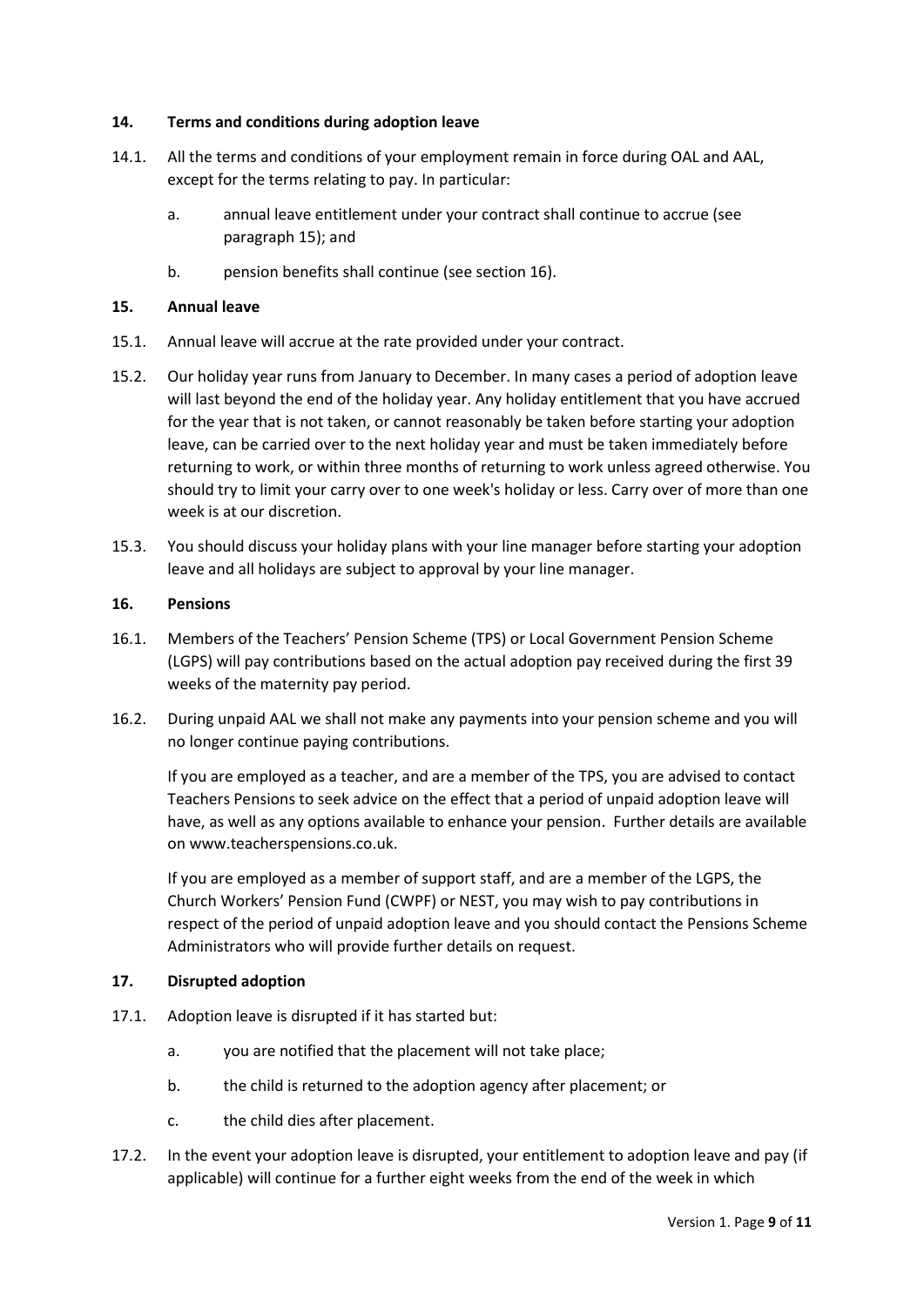## 14. Terms and conditions during adoption leave

14.1. All the terms and conditions of your employment remain in force during OAL and AAL, except for the terms relating to pay. In particular:

a. annual leave entitlement under your contract shall continue to accrue (see paragraph 15); and

b. pension benefits shall continue (see section 16).

## 15. Annual leave

15.1. Annual leave will accrue at the rate provided under your contract.

15.2. Our holiday year runs from January to December. In many cases a period of adoption leave will last beyond the end of the holiday year. Any holiday entitlement that you have accrued for the year that is not taken, or cannot reasonably be taken before starting your adoption leave, can be carried over to the next holiday year and must be taken immediately before returning to work, or within three months of returning to work unless agreed otherwise. You should try to limit your carry over to one week's holiday or less. Carry over of more than one week is at our discretion.

15.3. You should discuss your holiday plans with your line manager before starting your adoption leave and all holidays are subject to approval by your line manager.

## 16. Pensions

16.1. Members of the Teachers' Pension Scheme (TPS) or Local Government Pension Scheme (LGPS) will pay contributions based on the actual adoption pay received during the first 39 weeks of the maternity pay period.

16.2. During unpaid AAL we shall not make any payments into your pension scheme and you will no longer continue paying contributions.

If you are employed as a teacher, and are a member of the TPS, you are advised to contact Teachers Pensions to seek advice on the effect that a period of unpaid adoption leave will have, as well as any options available to enhance your pension. Further details are available on www.teacherspensions.co.uk.

If you are employed as a member of support staff, and are a member of the LGPS, the Church Workers' Pension Fund (CWPF) or NEST, you may wish to pay contributions in respect of the period of unpaid adoption leave and you should contact the Pensions Scheme Administrators who will provide further details on request.

## 17. Disrupted adoption

17.1. Adoption leave is disrupted if it has started but:

a. you are notified that the placement will not take place;

b. the child is returned to the adoption agency after placement; or

c. the child dies after placement.

17.2. In the event your adoption leave is disrupted, your entitlement to adoption leave and pay (if applicable) will continue for a further eight weeks from the end of the week in which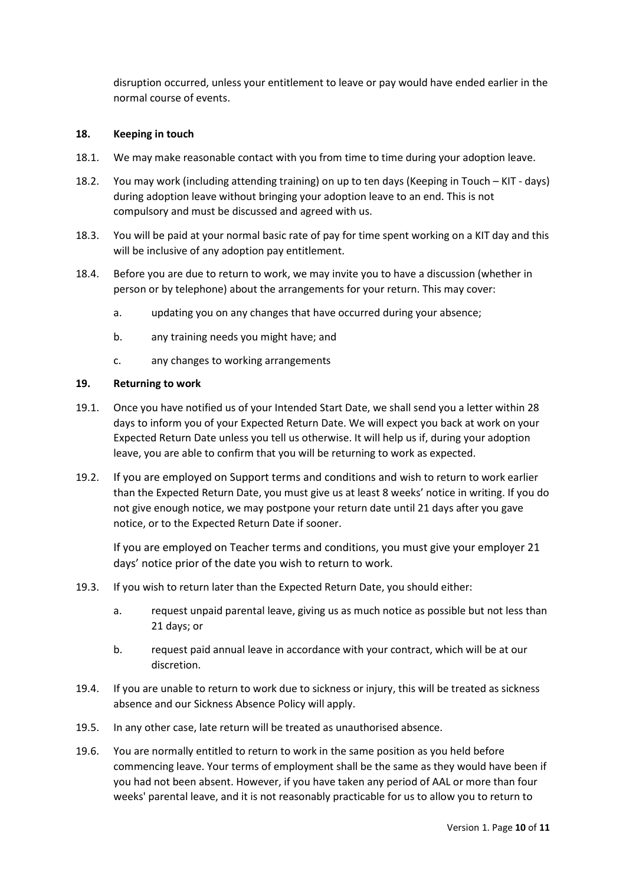disruption occurred, unless your entitlement to leave or pay would have ended earlier in the normal course of events.

## 18. Keeping in touch

18.1. We may make reasonable contact with you from time to time during your adoption leave.

18.2. You may work (including attending training) on up to ten days (Keeping in Touch – KIT - days) during adoption leave without bringing your adoption leave to an end. This is not compulsory and must be discussed and agreed with us.

18.3. You will be paid at your normal basic rate of pay for time spent working on a KIT day and this will be inclusive of any adoption pay entitlement.

18.4. Before you are due to return to work, we may invite you to have a discussion (whether in person or by telephone) about the arrangements for your return. This may cover:

a. updating you on any changes that have occurred during your absence;

b. any training needs you might have; and

c. any changes to working arrangements

## 19. Returning to work

19.1. Once you have notified us of your Intended Start Date, we shall send you a letter within 28 days to inform you of your Expected Return Date. We will expect you back at work on your Expected Return Date unless you tell us otherwise. It will help us if, during your adoption leave, you are able to confirm that you will be returning to work as expected.

19.2. If you are employed on Support terms and conditions and wish to return to work earlier than the Expected Return Date, you must give us at least 8 weeks' notice in writing. If you do not give enough notice, we may postpone your return date until 21 days after you gave notice, or to the Expected Return Date if sooner.

If you are employed on Teacher terms and conditions, you must give your employer 21 days' notice prior of the date you wish to return to work.

19.3. If you wish to return later than the Expected Return Date, you should either:

a. request unpaid parental leave, giving us as much notice as possible but not less than 21 days; or

b. request paid annual leave in accordance with your contract, which will be at our discretion.

19.4. If you are unable to return to work due to sickness or injury, this will be treated as sickness absence and our Sickness Absence Policy will apply.

19.5. In any other case, late return will be treated as unauthorised absence.

19.6. You are normally entitled to return to work in the same position as you held before commencing leave. Your terms of employment shall be the same as they would have been if you had not been absent. However, if you have taken any period of AAL or more than four weeks' parental leave, and it is not reasonably practicable for us to allow you to return to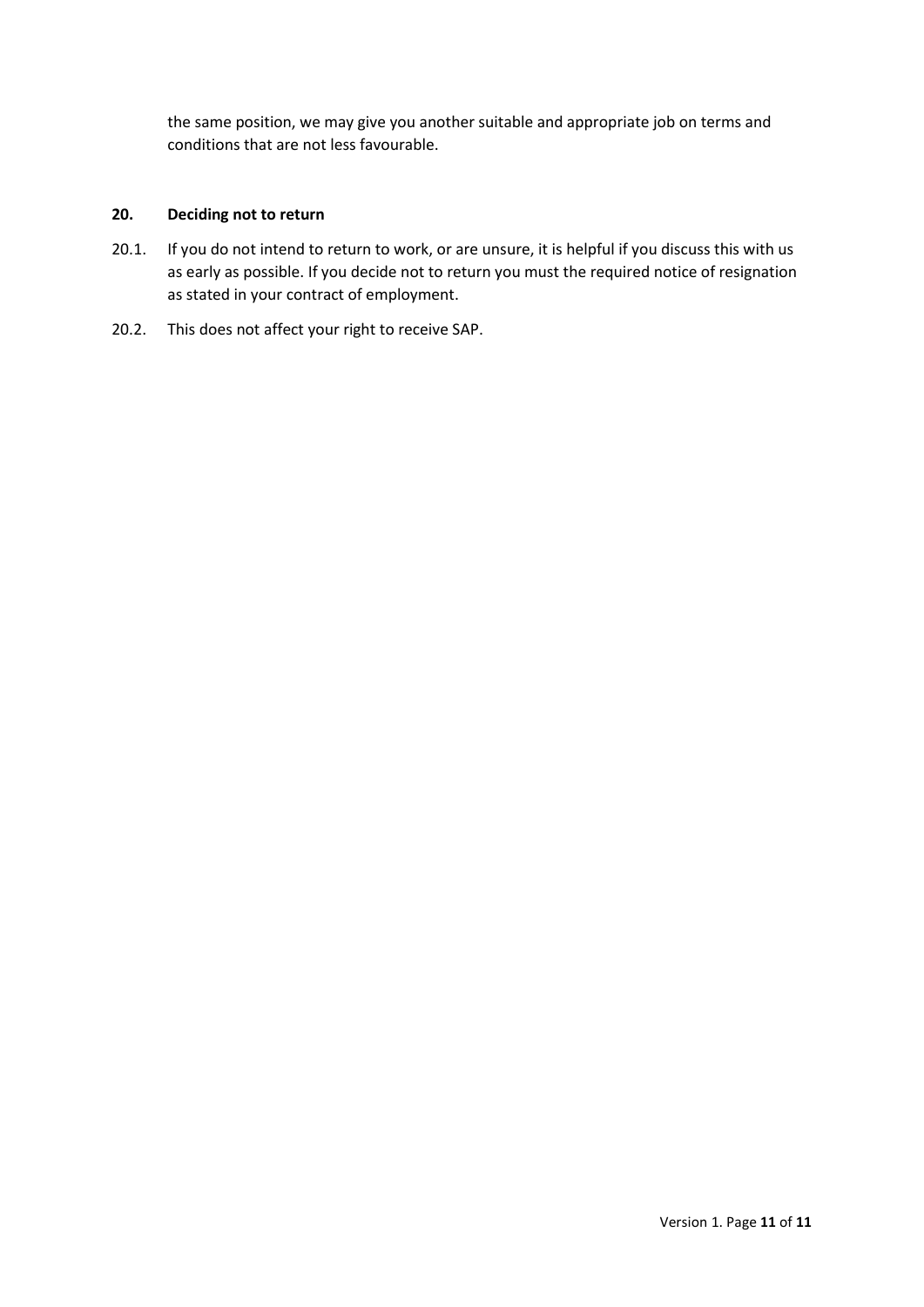the same position, we may give you another suitable and appropriate job on terms and conditions that are not less favourable.

## 20. Deciding not to return

20.1. If you do not intend to return to work, or are unsure, it is helpful if you discuss this with us as early as possible. If you decide not to return you must the required notice of resignation as stated in your contract of employment.

20.2. This does not affect your right to receive SAP.